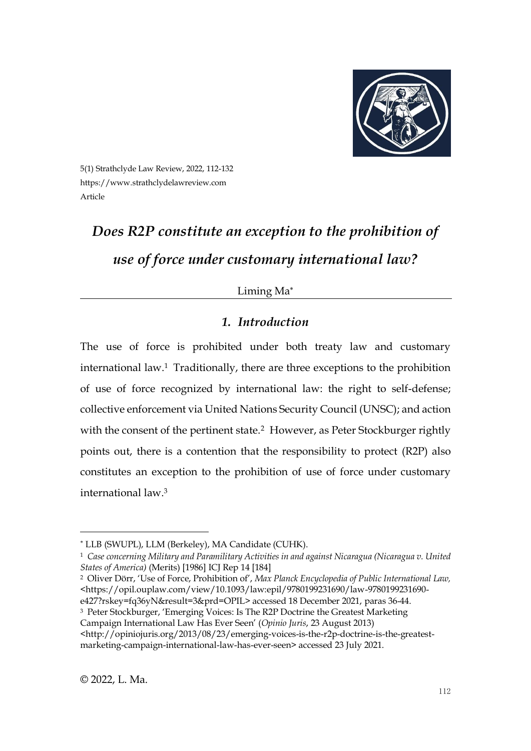5(1) Strathclyde Law Review, 2022, 112-132
https://www.strathclydelawreview.com
Article

# *Does R2P constitute an exception to the prohibition of use of force under customary international law?*

Liming Ma*

## *1. Introduction*

The use of force is prohibited under both treaty law and customary international law.[1] Traditionally, there are three exceptions to the prohibition of use of force recognized by international law: the right to self-defense; collective enforcement via United Nations Security Council (UNSC); and action with the consent of the pertinent state.[2] However, as Peter Stockburger rightly points out, there is a contention that the responsibility to protect (R2P) also constitutes an exception to the prohibition of use of force under customary international law.[3]

---

\* LLB (SWUPL), LLM (Berkeley), MA Candidate (CUHK).

[1] *Case concerning Military and Paramilitary Activities in and against Nicaragua (Nicaragua v. United States of America)* (Merits) [1986] ICJ Rep 14 [184]

[2] Oliver Dörr, 'Use of Force, Prohibition of', *Max Planck Encyclopedia of Public International Law,* <https://opil.ouplaw.com/view/10.1093/law:epil/9780199231690/law-9780199231690-e427?rskey=fq36yN&result=3&prd=OPIL> accessed 18 December 2021, paras 36-44.

[3] Peter Stockburger, 'Emerging Voices: Is The R2P Doctrine the Greatest Marketing Campaign International Law Has Ever Seen' (*Opinio Juris*, 23 August 2013) <http://opiniojuris.org/2013/08/23/emerging-voices-is-the-r2p-doctrine-is-the-greatest-marketing-campaign-international-law-has-ever-seen> accessed 23 July 2021.

© 2022, L. Ma.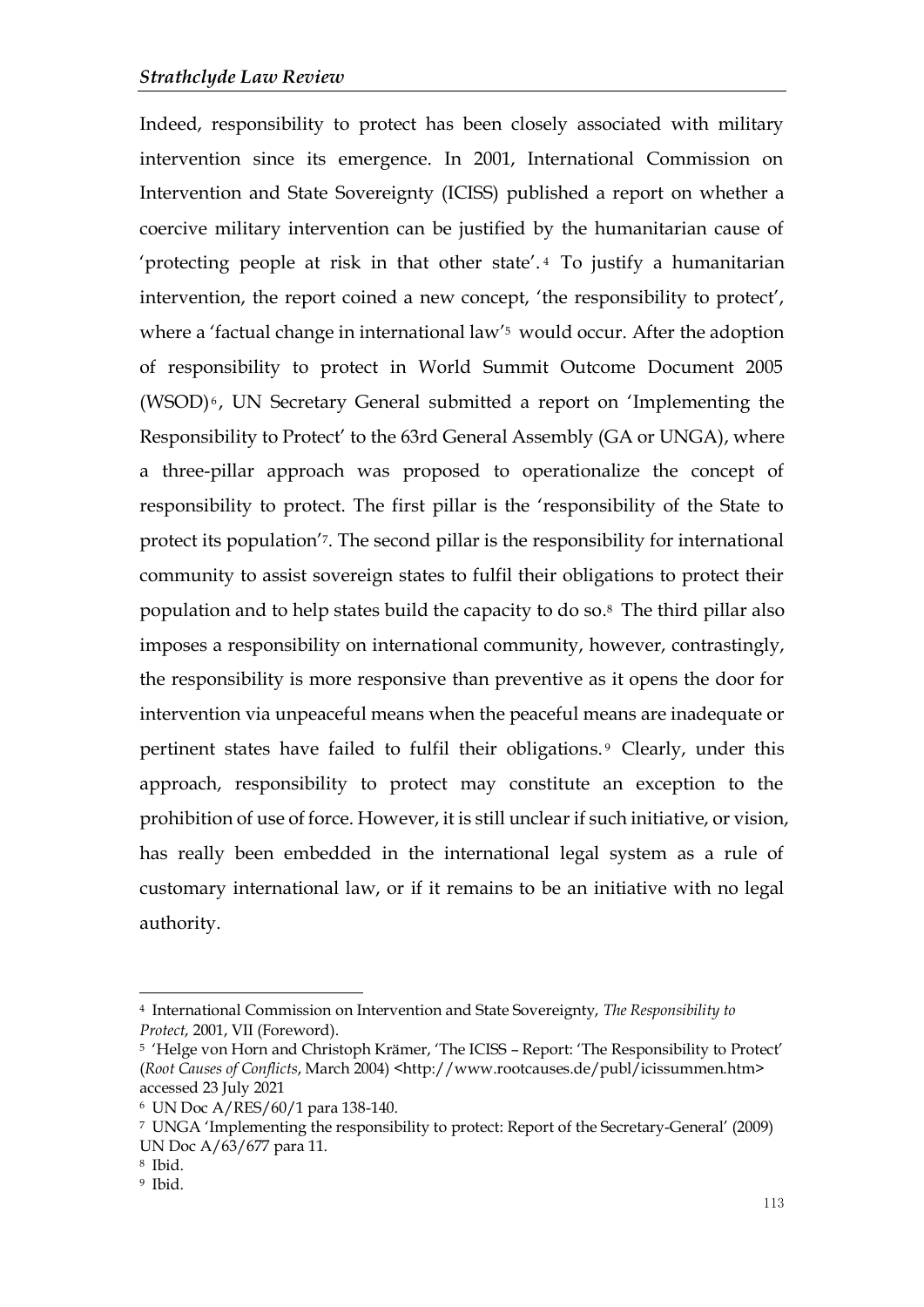Indeed, responsibility to protect has been closely associated with military intervention since its emergence. In 2001, International Commission on Intervention and State Sovereignty (ICISS) published a report on whether a coercive military intervention can be justified by the humanitarian cause of 'protecting people at risk in that other state'.[4] To justify a humanitarian intervention, the report coined a new concept, 'the responsibility to protect', where a 'factual change in international law'[5] would occur. After the adoption of responsibility to protect in World Summit Outcome Document 2005 (WSOD)[6], UN Secretary General submitted a report on 'Implementing the Responsibility to Protect' to the 63rd General Assembly (GA or UNGA), where a three-pillar approach was proposed to operationalize the concept of responsibility to protect. The first pillar is the 'responsibility of the State to protect its population'[7]. The second pillar is the responsibility for international community to assist sovereign states to fulfil their obligations to protect their population and to help states build the capacity to do so.[8] The third pillar also imposes a responsibility on international community, however, contrastingly, the responsibility is more responsive than preventive as it opens the door for intervention via unpeaceful means when the peaceful means are inadequate or pertinent states have failed to fulfil their obligations.[9] Clearly, under this approach, responsibility to protect may constitute an exception to the prohibition of use of force. However, it is still unclear if such initiative, or vision, has really been embedded in the international legal system as a rule of customary international law, or if it remains to be an initiative with no legal authority.

---

[4] International Commission on Intervention and State Sovereignty, *The Responsibility to Protect*, 2001, VII (Foreword).

[5] 'Helge von Horn and Christoph Krämer, 'The ICISS – Report: 'The Responsibility to Protect' (*Root Causes of Conflicts*, March 2004) <http://www.rootcauses.de/publ/icissummen.htm> accessed 23 July 2021

[6] UN Doc A/RES/60/1 para 138-140.

[7] UNGA 'Implementing the responsibility to protect: Report of the Secretary-General' (2009) UN Doc A/63/677 para 11.

[8] Ibid.

[9] Ibid.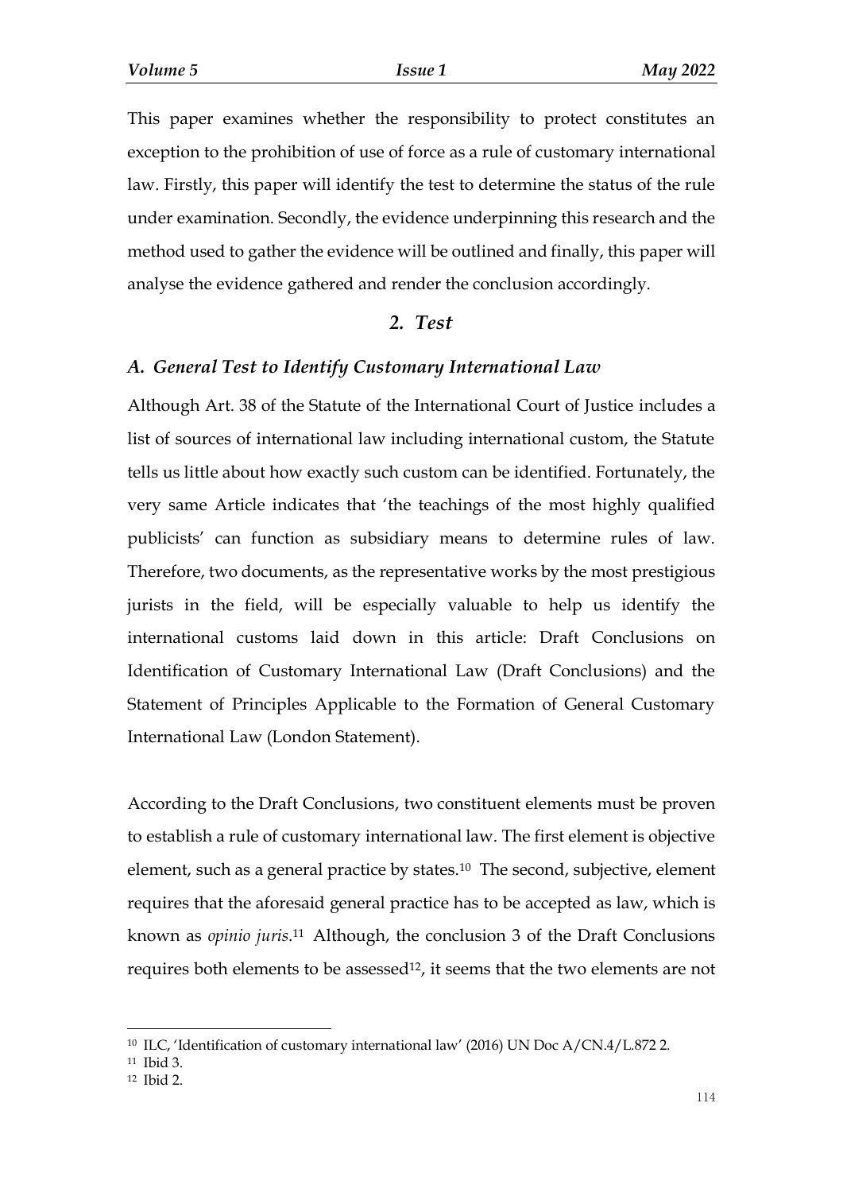This paper examines whether the responsibility to protect constitutes an exception to the prohibition of use of force as a rule of customary international law. Firstly, this paper will identify the test to determine the status of the rule under examination. Secondly, the evidence underpinning this research and the method used to gather the evidence will be outlined and finally, this paper will analyse the evidence gathered and render the conclusion accordingly.

## *2. Test*

### *A. General Test to Identify Customary International Law*

Although Art. 38 of the Statute of the International Court of Justice includes a list of sources of international law including international custom, the Statute tells us little about how exactly such custom can be identified. Fortunately, the very same Article indicates that 'the teachings of the most highly qualified publicists' can function as subsidiary means to determine rules of law. Therefore, two documents, as the representative works by the most prestigious jurists in the field, will be especially valuable to help us identify the international customs laid down in this article: Draft Conclusions on Identification of Customary International Law (Draft Conclusions) and the Statement of Principles Applicable to the Formation of General Customary International Law (London Statement).

According to the Draft Conclusions, two constituent elements must be proven to establish a rule of customary international law. The first element is objective element, such as a general practice by states.[10] The second, subjective, element requires that the aforesaid general practice has to be accepted as law, which is known as *opinio juris*.[11] Although, the conclusion 3 of the Draft Conclusions requires both elements to be assessed[12], it seems that the two elements are not

[10] ILC, 'Identification of customary international law' (2016) UN Doc A/CN.4/L.872 2.

[11] Ibid 3.

[12] Ibid 2.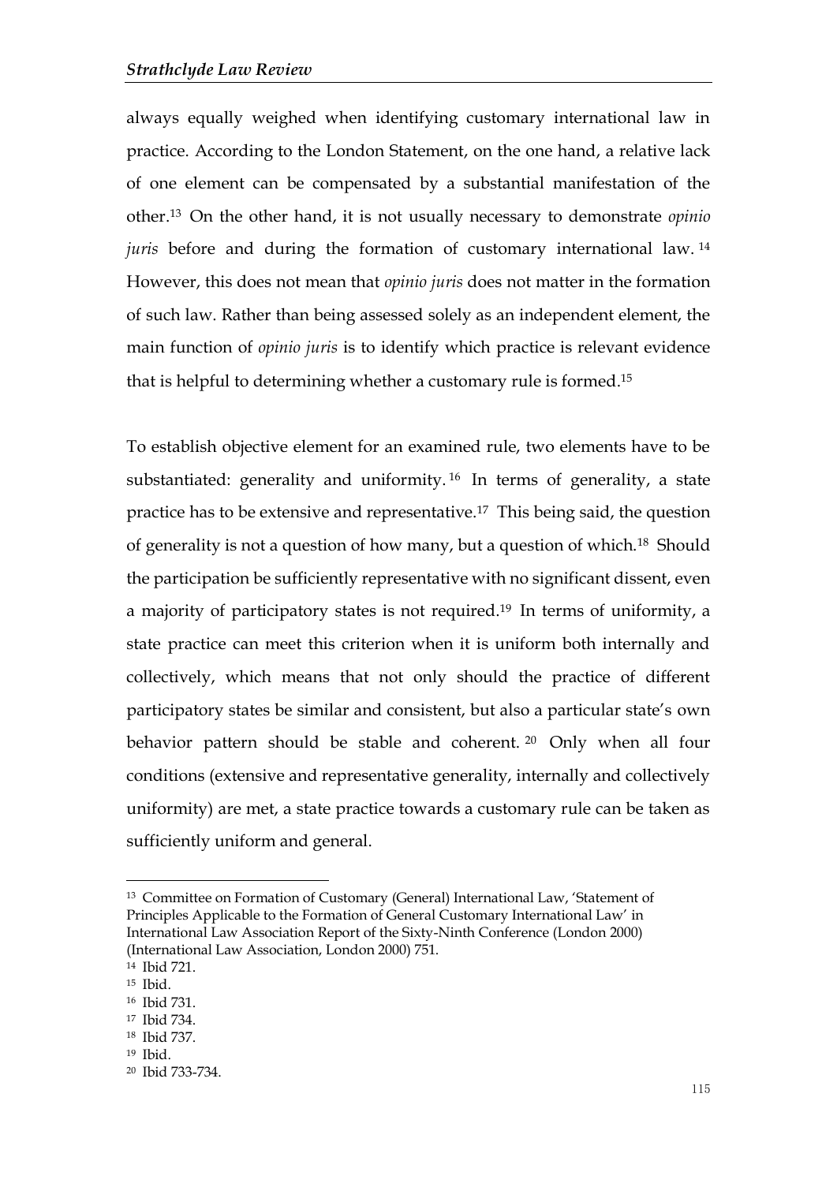always equally weighed when identifying customary international law in practice. According to the London Statement, on the one hand, a relative lack of one element can be compensated by a substantial manifestation of the other.[13] On the other hand, it is not usually necessary to demonstrate *opinio juris* before and during the formation of customary international law.[14] However, this does not mean that *opinio juris* does not matter in the formation of such law. Rather than being assessed solely as an independent element, the main function of *opinio juris* is to identify which practice is relevant evidence that is helpful to determining whether a customary rule is formed.[15]

To establish objective element for an examined rule, two elements have to be substantiated: generality and uniformity.[16] In terms of generality, a state practice has to be extensive and representative.[17] This being said, the question of generality is not a question of how many, but a question of which.[18] Should the participation be sufficiently representative with no significant dissent, even a majority of participatory states is not required.[19] In terms of uniformity, a state practice can meet this criterion when it is uniform both internally and collectively, which means that not only should the practice of different participatory states be similar and consistent, but also a particular state's own behavior pattern should be stable and coherent.[20] Only when all four conditions (extensive and representative generality, internally and collectively uniformity) are met, a state practice towards a customary rule can be taken as sufficiently uniform and general.

---

[13] Committee on Formation of Customary (General) International Law, 'Statement of Principles Applicable to the Formation of General Customary International Law' in International Law Association Report of the Sixty-Ninth Conference (London 2000) (International Law Association, London 2000) 751.

[14] Ibid 721.

[15] Ibid.

[16] Ibid 731.

[17] Ibid 734.

[18] Ibid 737.

[19] Ibid.

[20] Ibid 733-734.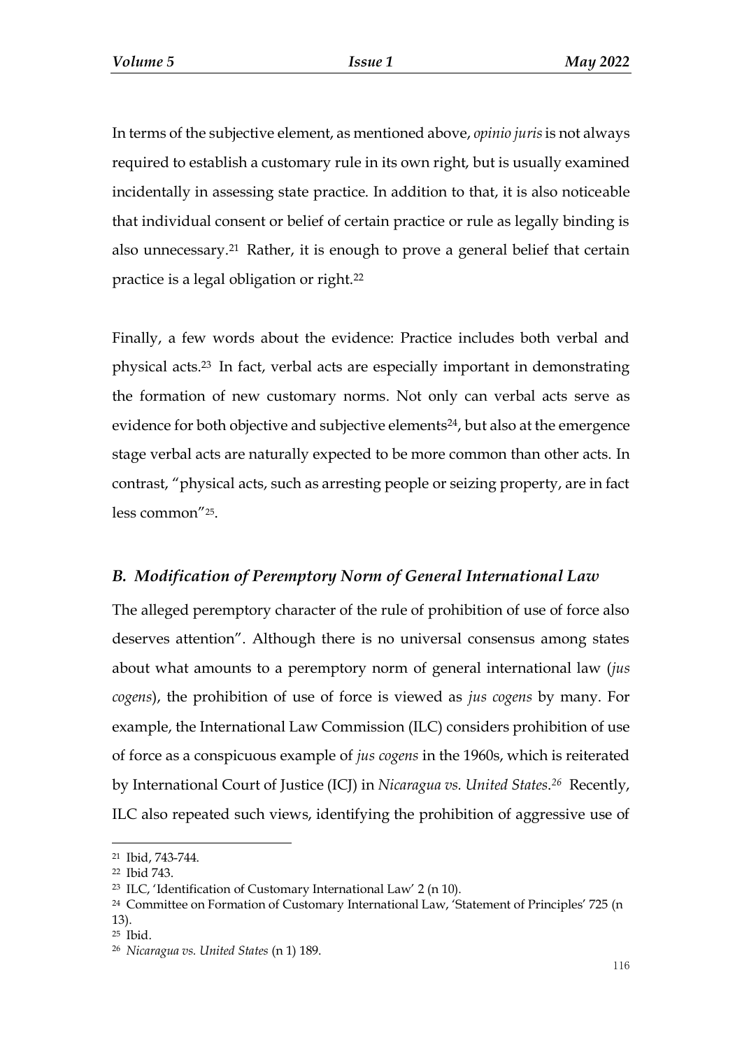In terms of the subjective element, as mentioned above, *opinio juris* is not always required to establish a customary rule in its own right, but is usually examined incidentally in assessing state practice. In addition to that, it is also noticeable that individual consent or belief of certain practice or rule as legally binding is also unnecessary.[21] Rather, it is enough to prove a general belief that certain practice is a legal obligation or right.[22]

Finally, a few words about the evidence: Practice includes both verbal and physical acts.[23] In fact, verbal acts are especially important in demonstrating the formation of new customary norms. Not only can verbal acts serve as evidence for both objective and subjective elements[24], but also at the emergence stage verbal acts are naturally expected to be more common than other acts. In contrast, "physical acts, such as arresting people or seizing property, are in fact less common"[25].

### *B. Modification of Peremptory Norm of General International Law*

The alleged peremptory character of the rule of prohibition of use of force also deserves attention". Although there is no universal consensus among states about what amounts to a peremptory norm of general international law (*jus cogens*), the prohibition of use of force is viewed as *jus cogens* by many. For example, the International Law Commission (ILC) considers prohibition of use of force as a conspicuous example of *jus cogens* in the 1960s, which is reiterated by International Court of Justice (ICJ) in *Nicaragua vs. United States*.[26] Recently, ILC also repeated such views, identifying the prohibition of aggressive use of

---

[21] Ibid, 743-744.

[22] Ibid 743.

[23] ILC, 'Identification of Customary International Law' 2 (n 10).

[24] Committee on Formation of Customary International Law, 'Statement of Principles' 725 (n 13).

[25] Ibid.

[26] *Nicaragua vs. United States* (n 1) 189.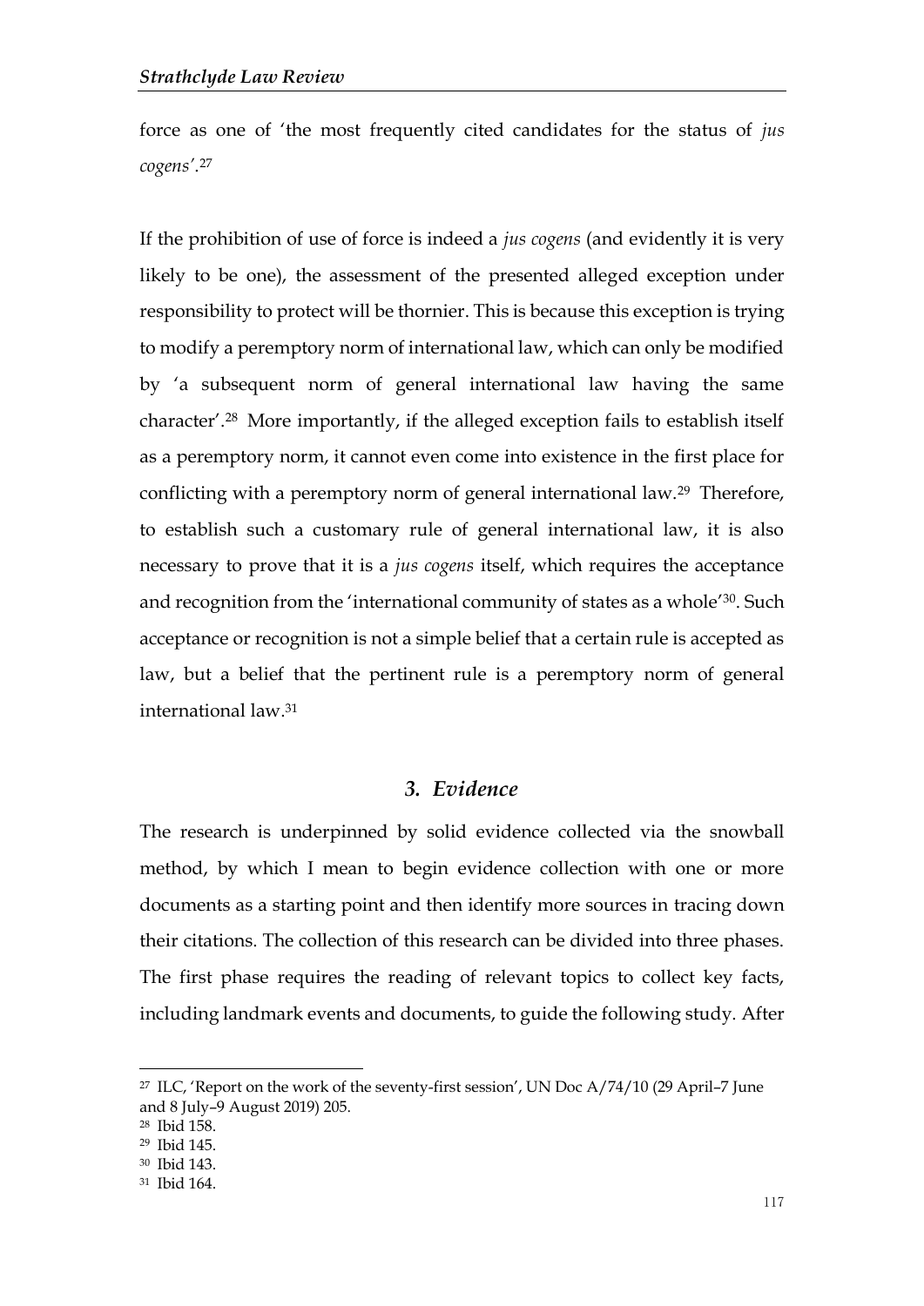force as one of 'the most frequently cited candidates for the status of *jus cogens*'.[27]

If the prohibition of use of force is indeed a *jus cogens* (and evidently it is very likely to be one), the assessment of the presented alleged exception under responsibility to protect will be thornier. This is because this exception is trying to modify a peremptory norm of international law, which can only be modified by 'a subsequent norm of general international law having the same character'.[28] More importantly, if the alleged exception fails to establish itself as a peremptory norm, it cannot even come into existence in the first place for conflicting with a peremptory norm of general international law.[29] Therefore, to establish such a customary rule of general international law, it is also necessary to prove that it is a *jus cogens* itself, which requires the acceptance and recognition from the 'international community of states as a whole'[30]. Such acceptance or recognition is not a simple belief that a certain rule is accepted as law, but a belief that the pertinent rule is a peremptory norm of general international law.[31]

### *3. Evidence*

The research is underpinned by solid evidence collected via the snowball method, by which I mean to begin evidence collection with one or more documents as a starting point and then identify more sources in tracing down their citations. The collection of this research can be divided into three phases. The first phase requires the reading of relevant topics to collect key facts, including landmark events and documents, to guide the following study. After

---

[27] ILC, 'Report on the work of the seventy-first session', UN Doc A/74/10 (29 April–7 June and 8 July–9 August 2019) 205.
[28] Ibid 158.
[29] Ibid 145.
[30] Ibid 143.
[31] Ibid 164.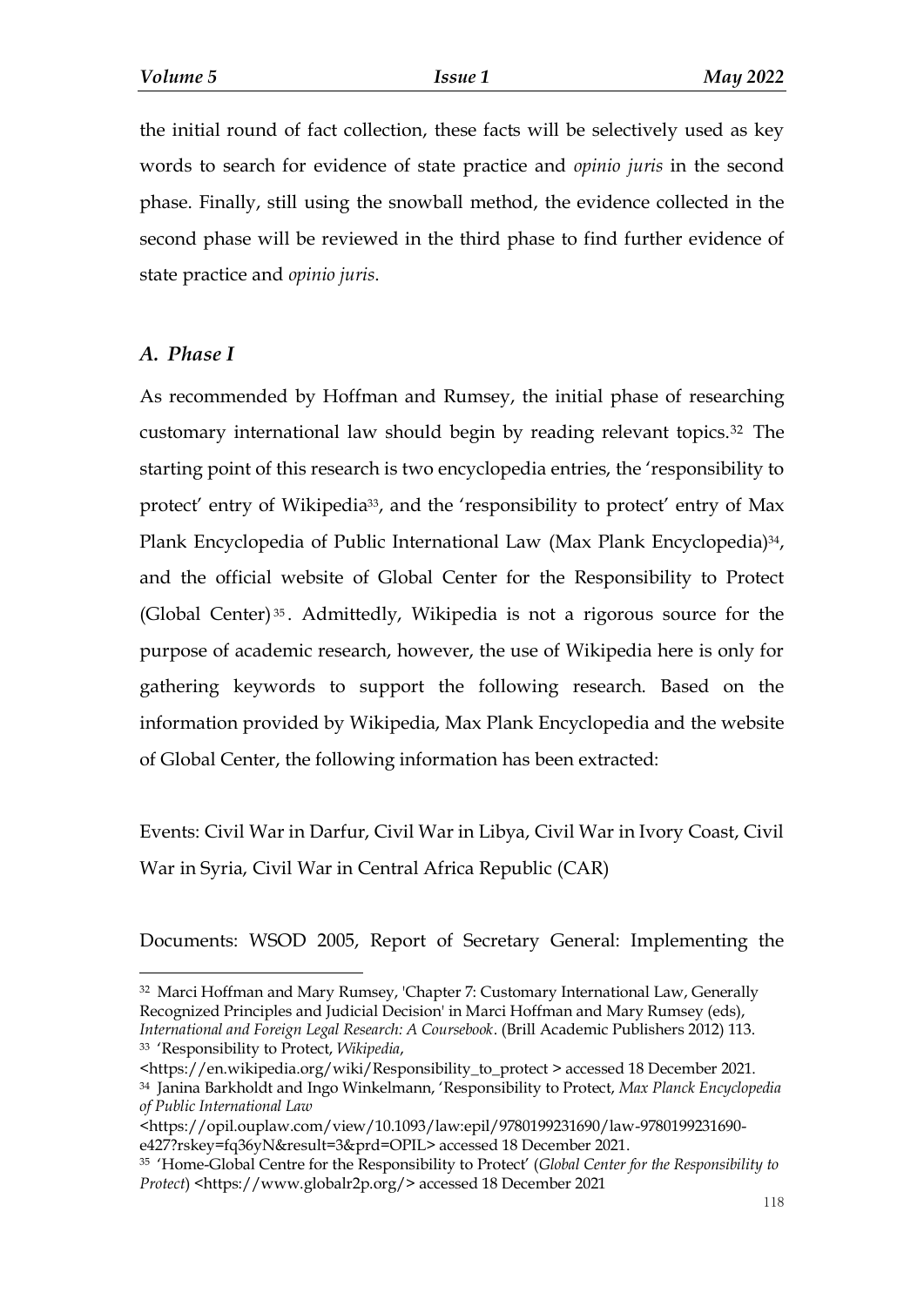the initial round of fact collection, these facts will be selectively used as key words to search for evidence of state practice and *opinio juris* in the second phase. Finally, still using the snowball method, the evidence collected in the second phase will be reviewed in the third phase to find further evidence of state practice and *opinio juris*.

### *A. Phase I*

As recommended by Hoffman and Rumsey, the initial phase of researching customary international law should begin by reading relevant topics.[32] The starting point of this research is two encyclopedia entries, the 'responsibility to protect' entry of Wikipedia[33], and the 'responsibility to protect' entry of Max Plank Encyclopedia of Public International Law (Max Plank Encyclopedia)[34], and the official website of Global Center for the Responsibility to Protect (Global Center)[35]. Admittedly, Wikipedia is not a rigorous source for the purpose of academic research, however, the use of Wikipedia here is only for gathering keywords to support the following research. Based on the information provided by Wikipedia, Max Plank Encyclopedia and the website of Global Center, the following information has been extracted:

Events: Civil War in Darfur, Civil War in Libya, Civil War in Ivory Coast, Civil War in Syria, Civil War in Central Africa Republic (CAR)

Documents: WSOD 2005, Report of Secretary General: Implementing the

---

[32] Marci Hoffman and Mary Rumsey, 'Chapter 7: Customary International Law, Generally Recognized Principles and Judicial Decision' in Marci Hoffman and Mary Rumsey (eds), *International and Foreign Legal Research: A Coursebook*. (Brill Academic Publishers 2012) 113.

[33] 'Responsibility to Protect, *Wikipedia*, <https://en.wikipedia.org/wiki/Responsibility_to_protect > accessed 18 December 2021.

[34] Janina Barkholdt and Ingo Winkelmann, 'Responsibility to Protect, *Max Planck Encyclopedia of Public International Law* <https://opil.ouplaw.com/view/10.1093/law:epil/9780199231690/law-9780199231690-e427?rskey=fq36yN&result=3&prd=OPIL> accessed 18 December 2021.

[35] 'Home-Global Centre for the Responsibility to Protect' (*Global Center for the Responsibility to Protect*) <https://www.globalr2p.org/> accessed 18 December 2021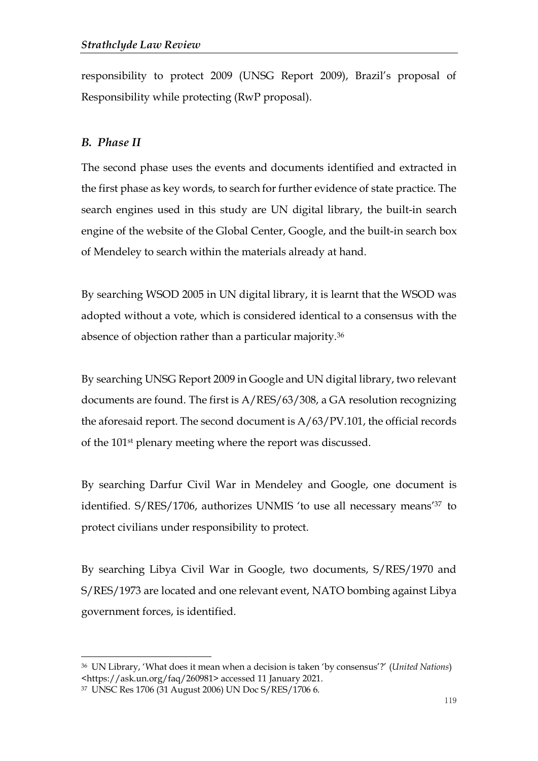responsibility to protect 2009 (UNSG Report 2009), Brazil's proposal of Responsibility while protecting (RwP proposal).

### *B. Phase II*

The second phase uses the events and documents identified and extracted in the first phase as key words, to search for further evidence of state practice. The search engines used in this study are UN digital library, the built-in search engine of the website of the Global Center, Google, and the built-in search box of Mendeley to search within the materials already at hand.

By searching WSOD 2005 in UN digital library, it is learnt that the WSOD was adopted without a vote, which is considered identical to a consensus with the absence of objection rather than a particular majority.[36]

By searching UNSG Report 2009 in Google and UN digital library, two relevant documents are found. The first is A/RES/63/308, a GA resolution recognizing the aforesaid report. The second document is A/63/PV.101, the official records of the 101st plenary meeting where the report was discussed.

By searching Darfur Civil War in Mendeley and Google, one document is identified. S/RES/1706, authorizes UNMIS 'to use all necessary means'[37] to protect civilians under responsibility to protect.

By searching Libya Civil War in Google, two documents, S/RES/1970 and S/RES/1973 are located and one relevant event, NATO bombing against Libya government forces, is identified.

---

[36] UN Library, 'What does it mean when a decision is taken 'by consensus'?' (*United Nations*) <https://ask.un.org/faq/260981> accessed 11 January 2021.

[37] UNSC Res 1706 (31 August 2006) UN Doc S/RES/1706 6.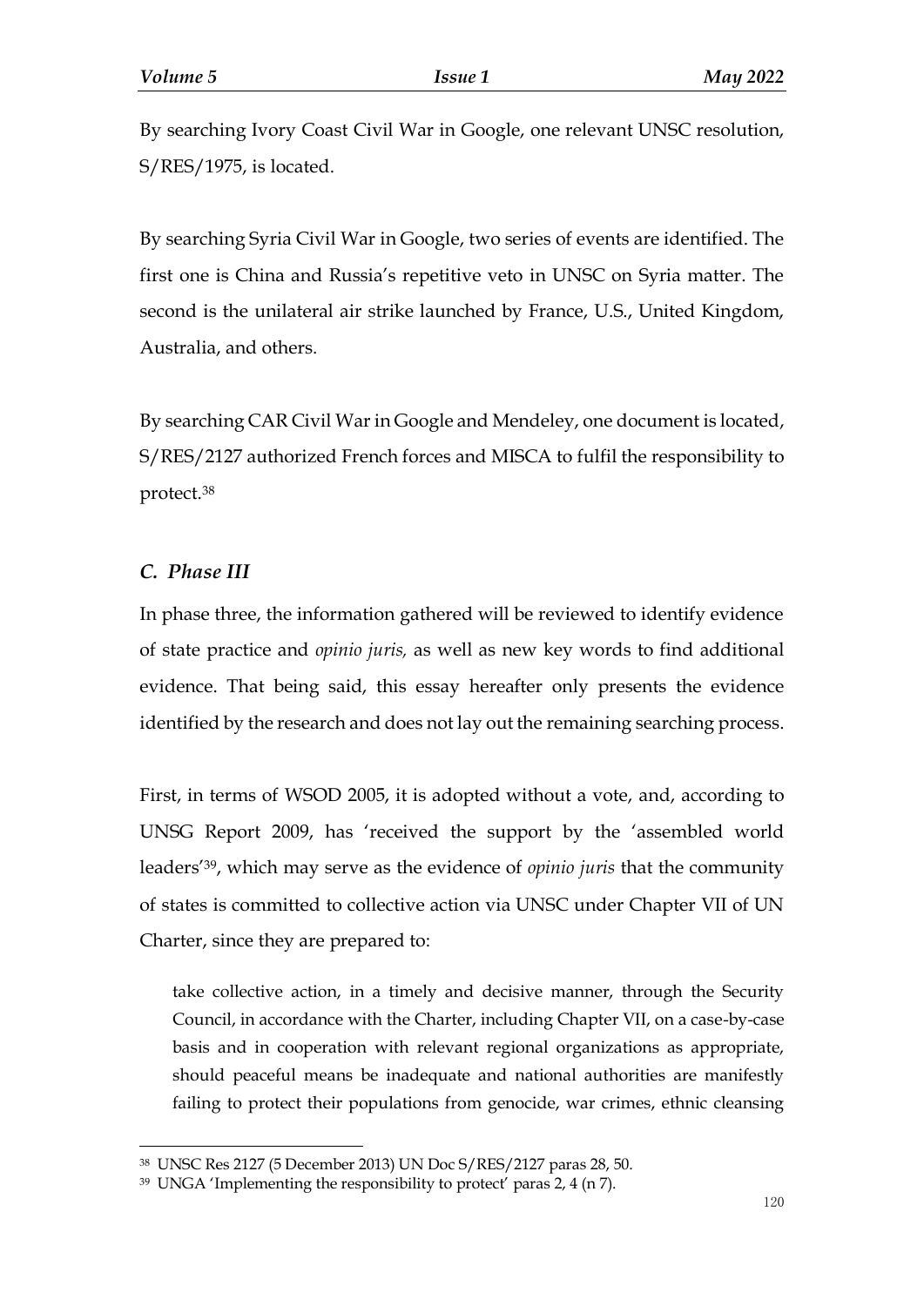By searching Ivory Coast Civil War in Google, one relevant UNSC resolution, S/RES/1975, is located.

By searching Syria Civil War in Google, two series of events are identified. The first one is China and Russia's repetitive veto in UNSC on Syria matter. The second is the unilateral air strike launched by France, U.S., United Kingdom, Australia, and others.

By searching CAR Civil War in Google and Mendeley, one document is located, S/RES/2127 authorized French forces and MISCA to fulfil the responsibility to protect.[38]

### *C. Phase III*

In phase three, the information gathered will be reviewed to identify evidence of state practice and *opinio juris,* as well as new key words to find additional evidence. That being said, this essay hereafter only presents the evidence identified by the research and does not lay out the remaining searching process.

First, in terms of WSOD 2005, it is adopted without a vote, and, according to UNSG Report 2009, has 'received the support by the 'assembled world leaders'[39], which may serve as the evidence of *opinio juris* that the community of states is committed to collective action via UNSC under Chapter VII of UN Charter, since they are prepared to:

> take collective action, in a timely and decisive manner, through the Security Council, in accordance with the Charter, including Chapter VII, on a case-by-case basis and in cooperation with relevant regional organizations as appropriate, should peaceful means be inadequate and national authorities are manifestly failing to protect their populations from genocide, war crimes, ethnic cleansing

---

[38] UNSC Res 2127 (5 December 2013) UN Doc S/RES/2127 paras 28, 50.

[39] UNGA 'Implementing the responsibility to protect' paras 2, 4 (n 7).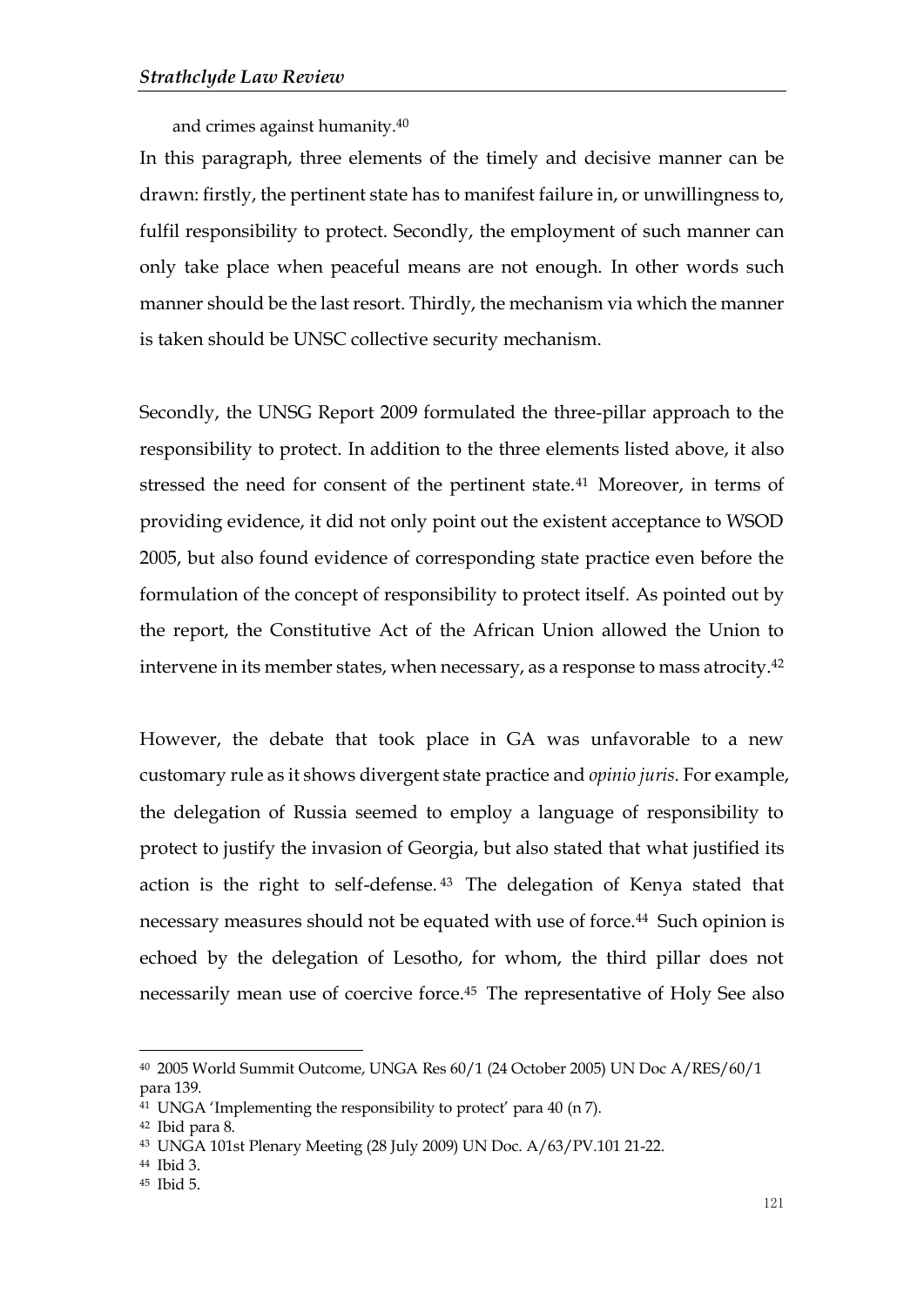and crimes against humanity.[40]

In this paragraph, three elements of the timely and decisive manner can be drawn: firstly, the pertinent state has to manifest failure in, or unwillingness to, fulfil responsibility to protect. Secondly, the employment of such manner can only take place when peaceful means are not enough. In other words such manner should be the last resort. Thirdly, the mechanism via which the manner is taken should be UNSC collective security mechanism.

Secondly, the UNSG Report 2009 formulated the three-pillar approach to the responsibility to protect. In addition to the three elements listed above, it also stressed the need for consent of the pertinent state.[41] Moreover, in terms of providing evidence, it did not only point out the existent acceptance to WSOD 2005, but also found evidence of corresponding state practice even before the formulation of the concept of responsibility to protect itself. As pointed out by the report, the Constitutive Act of the African Union allowed the Union to intervene in its member states, when necessary, as a response to mass atrocity.[42]

However, the debate that took place in GA was unfavorable to a new customary rule as it shows divergent state practice and *opinio juris*. For example, the delegation of Russia seemed to employ a language of responsibility to protect to justify the invasion of Georgia, but also stated that what justified its action is the right to self-defense.[43] The delegation of Kenya stated that necessary measures should not be equated with use of force.[44] Such opinion is echoed by the delegation of Lesotho, for whom, the third pillar does not necessarily mean use of coercive force.[45] The representative of Holy See also

---

[40] 2005 World Summit Outcome, UNGA Res 60/1 (24 October 2005) UN Doc A/RES/60/1 para 139.

[41] UNGA 'Implementing the responsibility to protect' para 40 (n 7).

[42] Ibid para 8.

[43] UNGA 101st Plenary Meeting (28 July 2009) UN Doc. A/63/PV.101 21-22.

[44] Ibid 3.

[45] Ibid 5.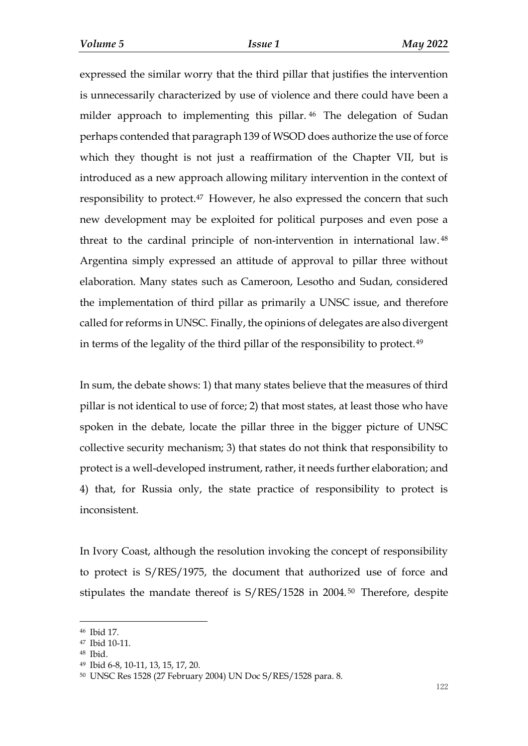expressed the similar worry that the third pillar that justifies the intervention is unnecessarily characterized by use of violence and there could have been a milder approach to implementing this pillar.[46] The delegation of Sudan perhaps contended that paragraph 139 of WSOD does authorize the use of force which they thought is not just a reaffirmation of the Chapter VII, but is introduced as a new approach allowing military intervention in the context of responsibility to protect.[47] However, he also expressed the concern that such new development may be exploited for political purposes and even pose a threat to the cardinal principle of non-intervention in international law.[48] Argentina simply expressed an attitude of approval to pillar three without elaboration. Many states such as Cameroon, Lesotho and Sudan, considered the implementation of third pillar as primarily a UNSC issue, and therefore called for reforms in UNSC. Finally, the opinions of delegates are also divergent in terms of the legality of the third pillar of the responsibility to protect.[49]

In sum, the debate shows: 1) that many states believe that the measures of third pillar is not identical to use of force; 2) that most states, at least those who have spoken in the debate, locate the pillar three in the bigger picture of UNSC collective security mechanism; 3) that states do not think that responsibility to protect is a well-developed instrument, rather, it needs further elaboration; and 4) that, for Russia only, the state practice of responsibility to protect is inconsistent.

In Ivory Coast, although the resolution invoking the concept of responsibility to protect is S/RES/1975, the document that authorized use of force and stipulates the mandate thereof is S/RES/1528 in 2004.[50] Therefore, despite

---

[46] Ibid 17.
[47] Ibid 10-11.
[48] Ibid.
[49] Ibid 6-8, 10-11, 13, 15, 17, 20.
[50] UNSC Res 1528 (27 February 2004) UN Doc S/RES/1528 para. 8.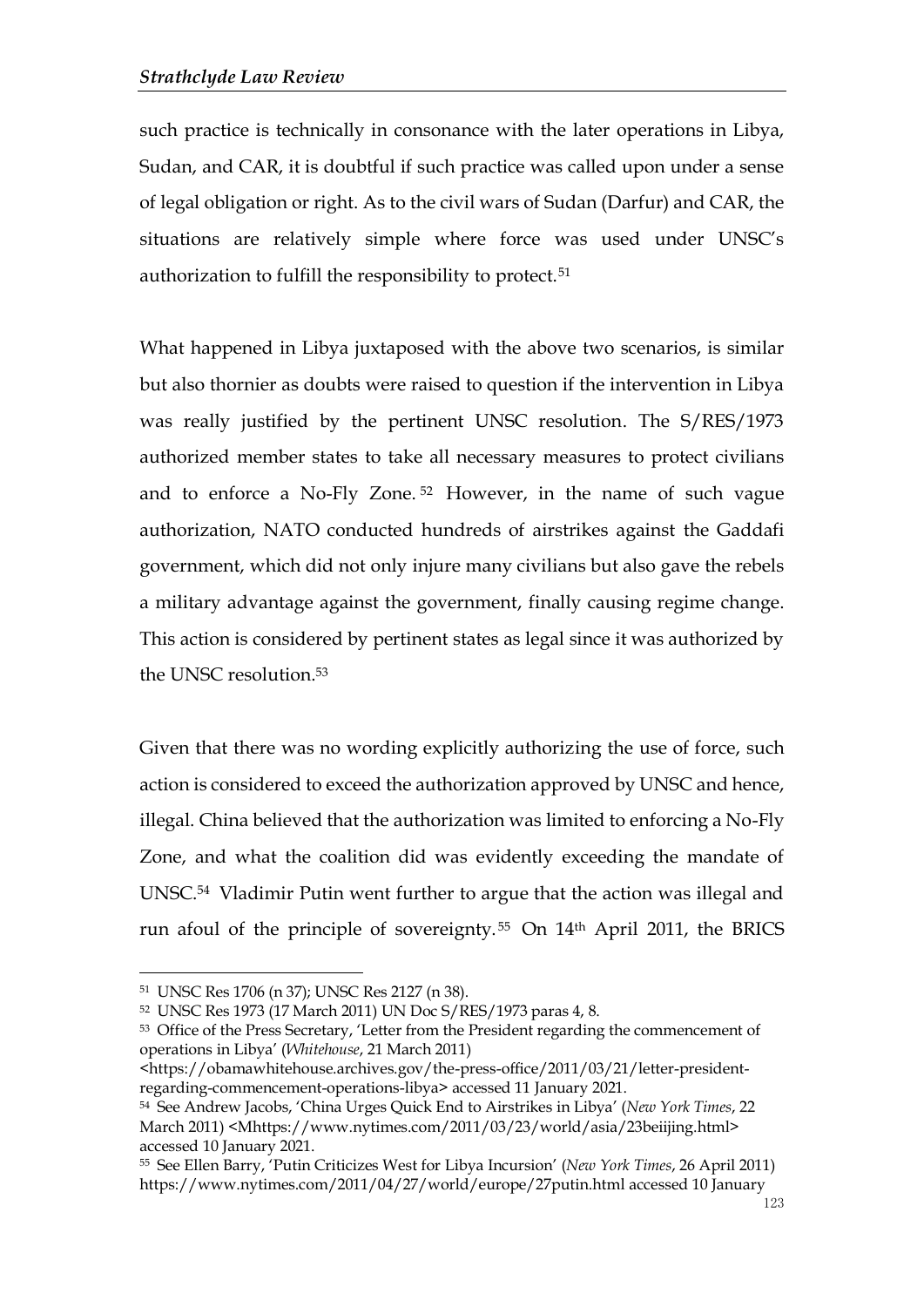such practice is technically in consonance with the later operations in Libya, Sudan, and CAR, it is doubtful if such practice was called upon under a sense of legal obligation or right. As to the civil wars of Sudan (Darfur) and CAR, the situations are relatively simple where force was used under UNSC's authorization to fulfill the responsibility to protect.[51]

What happened in Libya juxtaposed with the above two scenarios, is similar but also thornier as doubts were raised to question if the intervention in Libya was really justified by the pertinent UNSC resolution. The S/RES/1973 authorized member states to take all necessary measures to protect civilians and to enforce a No-Fly Zone.[52] However, in the name of such vague authorization, NATO conducted hundreds of airstrikes against the Gaddafi government, which did not only injure many civilians but also gave the rebels a military advantage against the government, finally causing regime change. This action is considered by pertinent states as legal since it was authorized by the UNSC resolution.[53]

Given that there was no wording explicitly authorizing the use of force, such action is considered to exceed the authorization approved by UNSC and hence, illegal. China believed that the authorization was limited to enforcing a No-Fly Zone, and what the coalition did was evidently exceeding the mandate of UNSC.[54] Vladimir Putin went further to argue that the action was illegal and run afoul of the principle of sovereignty.[55] On 14th April 2011, the BRICS

---

[51] UNSC Res 1706 (n 37); UNSC Res 2127 (n 38).

[52] UNSC Res 1973 (17 March 2011) UN Doc S/RES/1973 paras 4, 8.

[53] Office of the Press Secretary, 'Letter from the President regarding the commencement of operations in Libya' (*Whitehouse*, 21 March 2011) <https://obamawhitehouse.archives.gov/the-press-office/2011/03/21/letter-president-regarding-commencement-operations-libya> accessed 11 January 2021.

[54] See Andrew Jacobs, 'China Urges Quick End to Airstrikes in Libya' (*New York Times*, 22 March 2011) <Mhttps://www.nytimes.com/2011/03/23/world/asia/23beiijing.html> accessed 10 January 2021.

[55] See Ellen Barry, 'Putin Criticizes West for Libya Incursion' (*New York Times*, 26 April 2011) https://www.nytimes.com/2011/04/27/world/europe/27putin.html accessed 10 January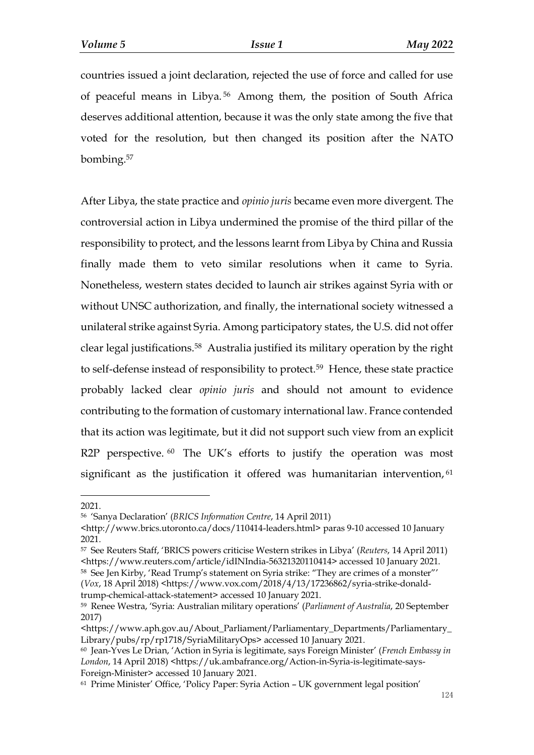countries issued a joint declaration, rejected the use of force and called for use of peaceful means in Libya.[56] Among them, the position of South Africa deserves additional attention, because it was the only state among the five that voted for the resolution, but then changed its position after the NATO bombing.[57]

After Libya, the state practice and *opinio juris* became even more divergent. The controversial action in Libya undermined the promise of the third pillar of the responsibility to protect, and the lessons learnt from Libya by China and Russia finally made them to veto similar resolutions when it came to Syria. Nonetheless, western states decided to launch air strikes against Syria with or without UNSC authorization, and finally, the international society witnessed a unilateral strike against Syria. Among participatory states, the U.S. did not offer clear legal justifications.[58] Australia justified its military operation by the right to self-defense instead of responsibility to protect.[59] Hence, these state practice probably lacked clear *opinio juris* and should not amount to evidence contributing to the formation of customary international law. France contended that its action was legitimate, but it did not support such view from an explicit R2P perspective.[60] The UK's efforts to justify the operation was most significant as the justification it offered was humanitarian intervention,[61]

---

2021.

[56] 'Sanya Declaration' (*BRICS Information Centre*, 14 April 2011) <http://www.brics.utoronto.ca/docs/110414-leaders.html> paras 9-10 accessed 10 January 2021.

[57] See Reuters Staff, 'BRICS powers criticise Western strikes in Libya' (*Reuters*, 14 April 2011) <https://www.reuters.com/article/idINIndia-56321320110414> accessed 10 January 2021.

[58] See Jen Kirby, 'Read Trump's statement on Syria strike: "They are crimes of a monster"' (*Vox*, 18 April 2018) <https://www.vox.com/2018/4/13/17236862/syria-strike-donald-trump-chemical-attack-statement> accessed 10 January 2021.

[59] Renee Westra, 'Syria: Australian military operations' (*Parliament of Australia*, 20 September 2017) <https://www.aph.gov.au/About_Parliament/Parliamentary_Departments/Parliamentary_Library/pubs/rp/rp1718/SyriaMilitaryOps> accessed 10 January 2021.

[60] Jean-Yves Le Drian, 'Action in Syria is legitimate, says Foreign Minister' (*French Embassy in London*, 14 April 2018) <https://uk.ambafrance.org/Action-in-Syria-is-legitimate-says-Foreign-Minister> accessed 10 January 2021.

[61] Prime Minister' Office, 'Policy Paper: Syria Action – UK government legal position'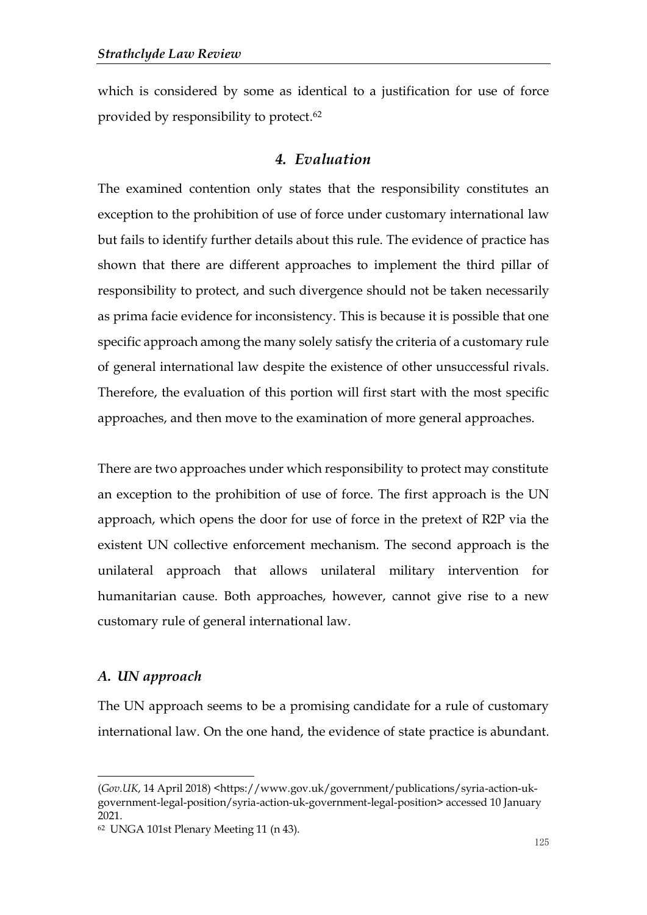which is considered by some as identical to a justification for use of force provided by responsibility to protect.[62]

## *4. Evaluation*

The examined contention only states that the responsibility constitutes an exception to the prohibition of use of force under customary international law but fails to identify further details about this rule. The evidence of practice has shown that there are different approaches to implement the third pillar of responsibility to protect, and such divergence should not be taken necessarily as prima facie evidence for inconsistency. This is because it is possible that one specific approach among the many solely satisfy the criteria of a customary rule of general international law despite the existence of other unsuccessful rivals. Therefore, the evaluation of this portion will first start with the most specific approaches, and then move to the examination of more general approaches.

There are two approaches under which responsibility to protect may constitute an exception to the prohibition of use of force. The first approach is the UN approach, which opens the door for use of force in the pretext of R2P via the existent UN collective enforcement mechanism. The second approach is the unilateral approach that allows unilateral military intervention for humanitarian cause. Both approaches, however, cannot give rise to a new customary rule of general international law.

### *A. UN approach*

The UN approach seems to be a promising candidate for a rule of customary international law. On the one hand, the evidence of state practice is abundant.

---

(*Gov.UK*, 14 April 2018) <https://www.gov.uk/government/publications/syria-action-uk-government-legal-position/syria-action-uk-government-legal-position> accessed 10 January 2021.

[62] UNGA 101st Plenary Meeting 11 (n 43).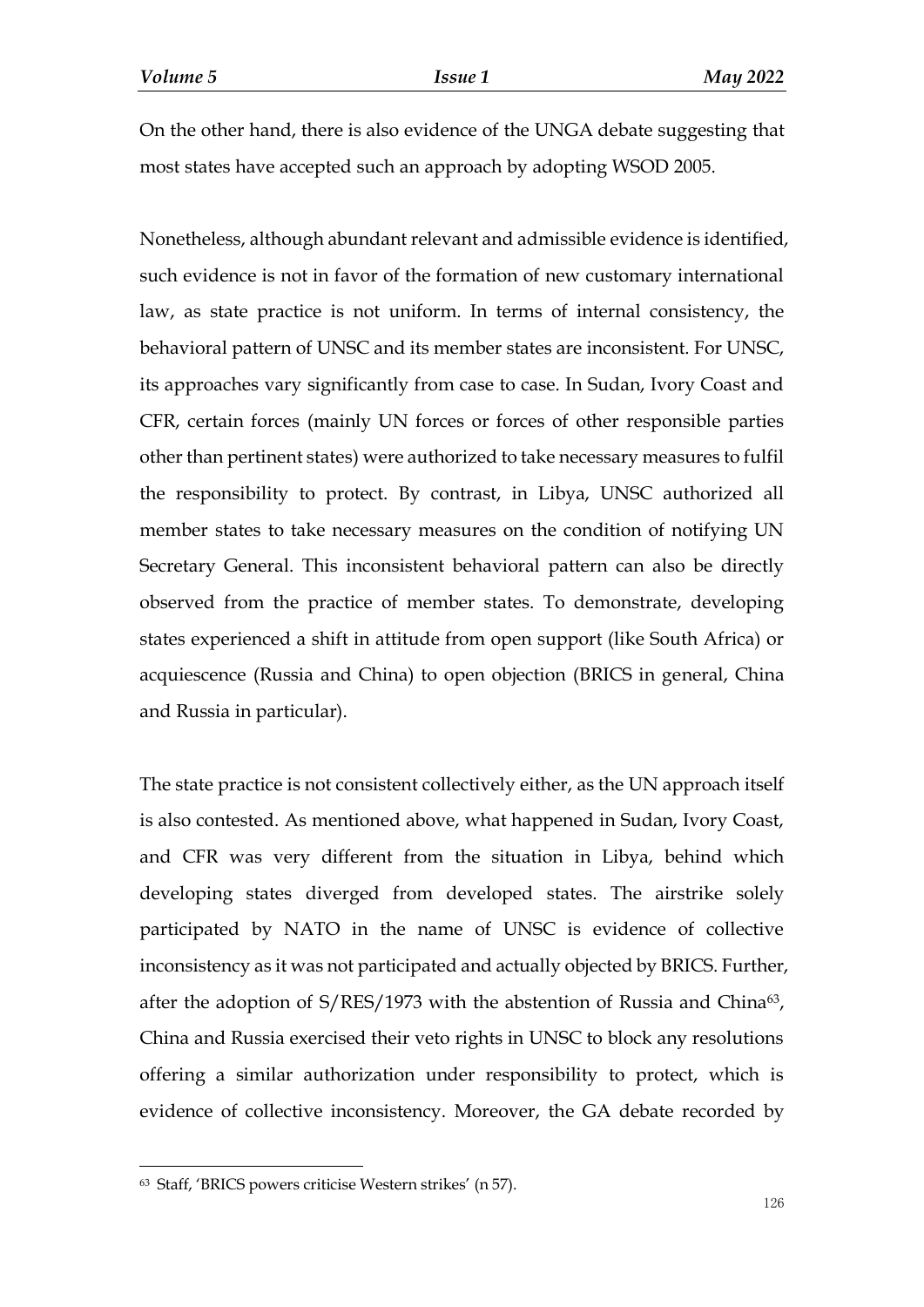On the other hand, there is also evidence of the UNGA debate suggesting that most states have accepted such an approach by adopting WSOD 2005.

Nonetheless, although abundant relevant and admissible evidence is identified, such evidence is not in favor of the formation of new customary international law, as state practice is not uniform. In terms of internal consistency, the behavioral pattern of UNSC and its member states are inconsistent. For UNSC, its approaches vary significantly from case to case. In Sudan, Ivory Coast and CFR, certain forces (mainly UN forces or forces of other responsible parties other than pertinent states) were authorized to take necessary measures to fulfil the responsibility to protect. By contrast, in Libya, UNSC authorized all member states to take necessary measures on the condition of notifying UN Secretary General. This inconsistent behavioral pattern can also be directly observed from the practice of member states. To demonstrate, developing states experienced a shift in attitude from open support (like South Africa) or acquiescence (Russia and China) to open objection (BRICS in general, China and Russia in particular).

The state practice is not consistent collectively either, as the UN approach itself is also contested. As mentioned above, what happened in Sudan, Ivory Coast, and CFR was very different from the situation in Libya, behind which developing states diverged from developed states. The airstrike solely participated by NATO in the name of UNSC is evidence of collective inconsistency as it was not participated and actually objected by BRICS. Further, after the adoption of S/RES/1973 with the abstention of Russia and China[63], China and Russia exercised their veto rights in UNSC to block any resolutions offering a similar authorization under responsibility to protect, which is evidence of collective inconsistency. Moreover, the GA debate recorded by

[63] Staff, 'BRICS powers criticise Western strikes' (n 57).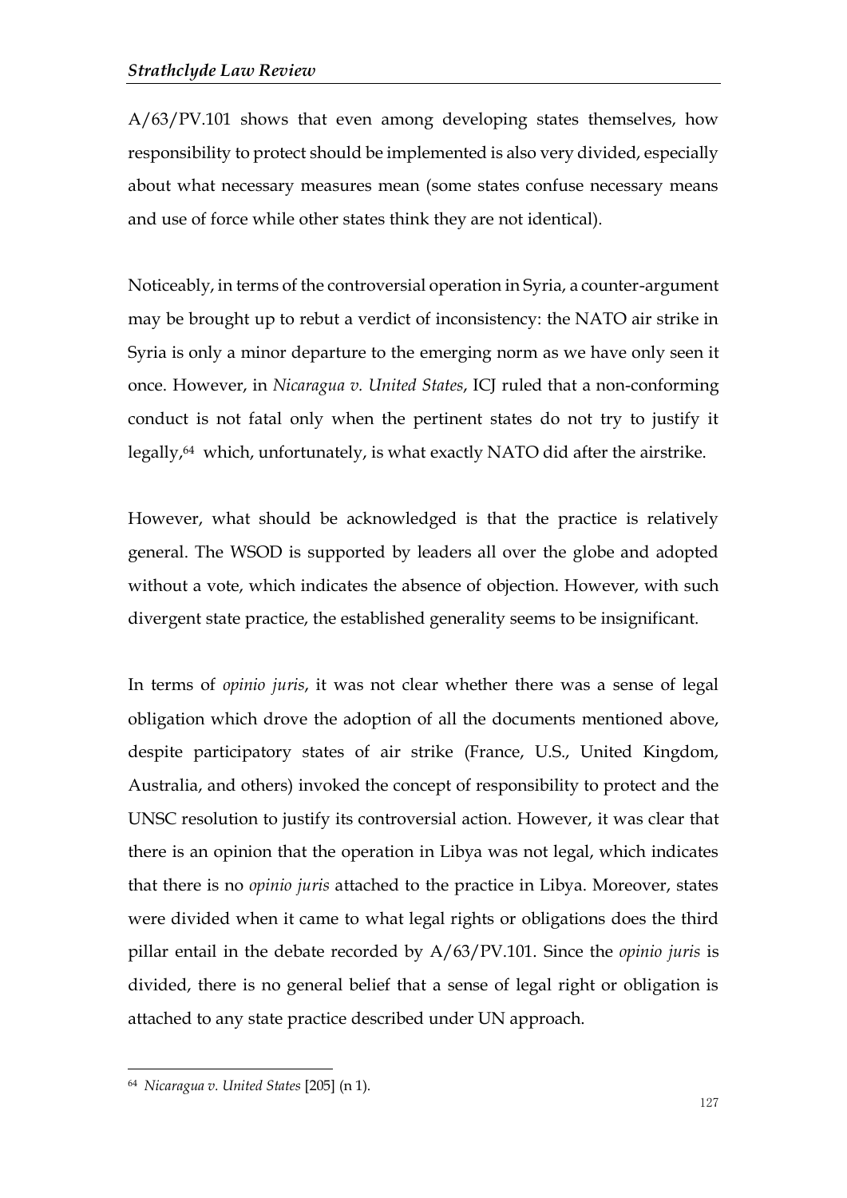A/63/PV.101 shows that even among developing states themselves, how responsibility to protect should be implemented is also very divided, especially about what necessary measures mean (some states confuse necessary means and use of force while other states think they are not identical).

Noticeably, in terms of the controversial operation in Syria, a counter-argument may be brought up to rebut a verdict of inconsistency: the NATO air strike in Syria is only a minor departure to the emerging norm as we have only seen it once. However, in *Nicaragua v. United States*, ICJ ruled that a non-conforming conduct is not fatal only when the pertinent states do not try to justify it legally,[64] which, unfortunately, is what exactly NATO did after the airstrike.

However, what should be acknowledged is that the practice is relatively general. The WSOD is supported by leaders all over the globe and adopted without a vote, which indicates the absence of objection. However, with such divergent state practice, the established generality seems to be insignificant.

In terms of *opinio juris*, it was not clear whether there was a sense of legal obligation which drove the adoption of all the documents mentioned above, despite participatory states of air strike (France, U.S., United Kingdom, Australia, and others) invoked the concept of responsibility to protect and the UNSC resolution to justify its controversial action. However, it was clear that there is an opinion that the operation in Libya was not legal, which indicates that there is no *opinio juris* attached to the practice in Libya. Moreover, states were divided when it came to what legal rights or obligations does the third pillar entail in the debate recorded by A/63/PV.101. Since the *opinio juris* is divided, there is no general belief that a sense of legal right or obligation is attached to any state practice described under UN approach.

---

[64] *Nicaragua v. United States* [205] (n 1).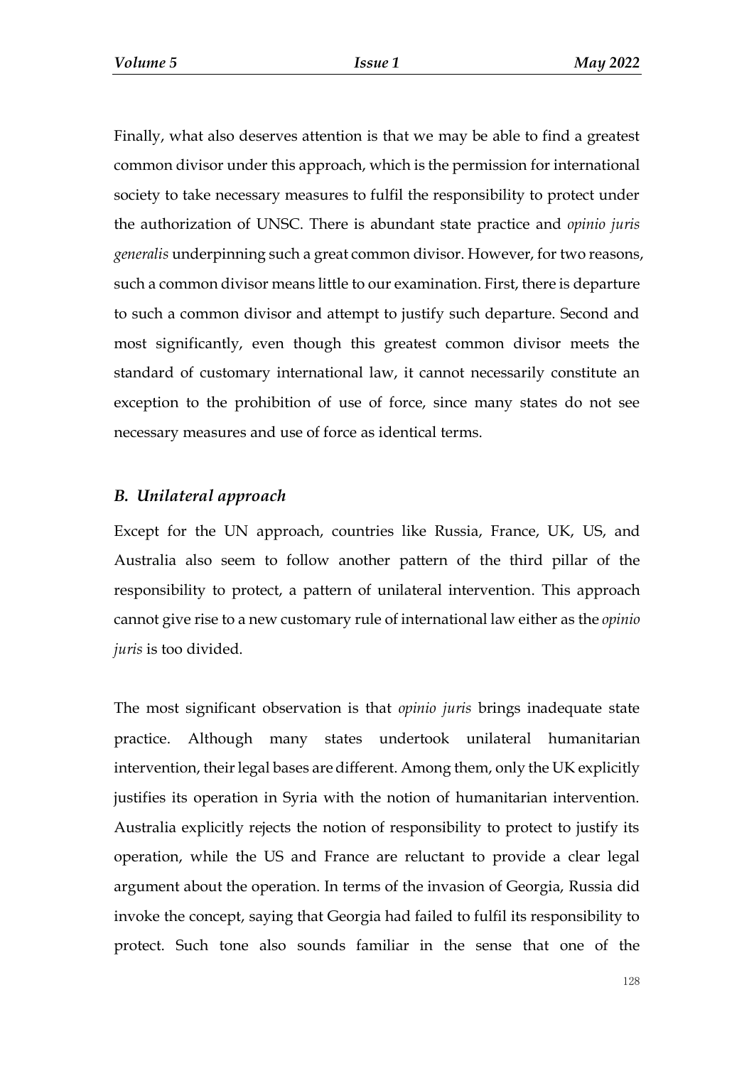Finally, what also deserves attention is that we may be able to find a greatest common divisor under this approach, which is the permission for international society to take necessary measures to fulfil the responsibility to protect under the authorization of UNSC. There is abundant state practice and *opinio juris generalis* underpinning such a great common divisor. However, for two reasons, such a common divisor means little to our examination. First, there is departure to such a common divisor and attempt to justify such departure. Second and most significantly, even though this greatest common divisor meets the standard of customary international law, it cannot necessarily constitute an exception to the prohibition of use of force, since many states do not see necessary measures and use of force as identical terms.

### *B. Unilateral approach*

Except for the UN approach, countries like Russia, France, UK, US, and Australia also seem to follow another pattern of the third pillar of the responsibility to protect, a pattern of unilateral intervention. This approach cannot give rise to a new customary rule of international law either as the *opinio juris* is too divided.

The most significant observation is that *opinio juris* brings inadequate state practice. Although many states undertook unilateral humanitarian intervention, their legal bases are different. Among them, only the UK explicitly justifies its operation in Syria with the notion of humanitarian intervention. Australia explicitly rejects the notion of responsibility to protect to justify its operation, while the US and France are reluctant to provide a clear legal argument about the operation. In terms of the invasion of Georgia, Russia did invoke the concept, saying that Georgia had failed to fulfil its responsibility to protect. Such tone also sounds familiar in the sense that one of the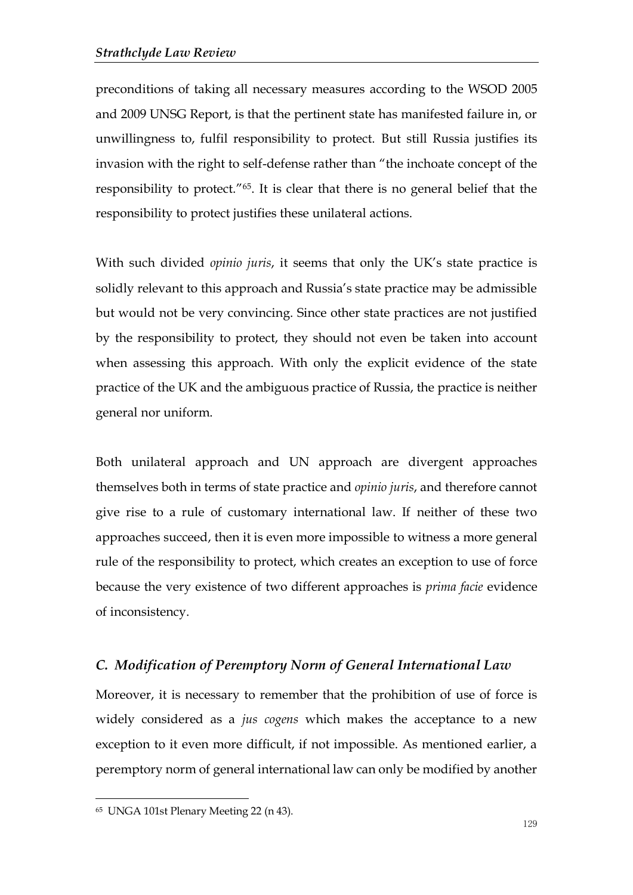preconditions of taking all necessary measures according to the WSOD 2005 and 2009 UNSG Report, is that the pertinent state has manifested failure in, or unwillingness to, fulfil responsibility to protect. But still Russia justifies its invasion with the right to self-defense rather than "the inchoate concept of the responsibility to protect."[65]. It is clear that there is no general belief that the responsibility to protect justifies these unilateral actions.

With such divided *opinio juris*, it seems that only the UK's state practice is solidly relevant to this approach and Russia's state practice may be admissible but would not be very convincing. Since other state practices are not justified by the responsibility to protect, they should not even be taken into account when assessing this approach. With only the explicit evidence of the state practice of the UK and the ambiguous practice of Russia, the practice is neither general nor uniform.

Both unilateral approach and UN approach are divergent approaches themselves both in terms of state practice and *opinio juris*, and therefore cannot give rise to a rule of customary international law. If neither of these two approaches succeed, then it is even more impossible to witness a more general rule of the responsibility to protect, which creates an exception to use of force because the very existence of two different approaches is *prima facie* evidence of inconsistency.

### *C. Modification of Peremptory Norm of General International Law*

Moreover, it is necessary to remember that the prohibition of use of force is widely considered as a *jus cogens* which makes the acceptance to a new exception to it even more difficult, if not impossible. As mentioned earlier, a peremptory norm of general international law can only be modified by another

[65] UNGA 101st Plenary Meeting 22 (n 43).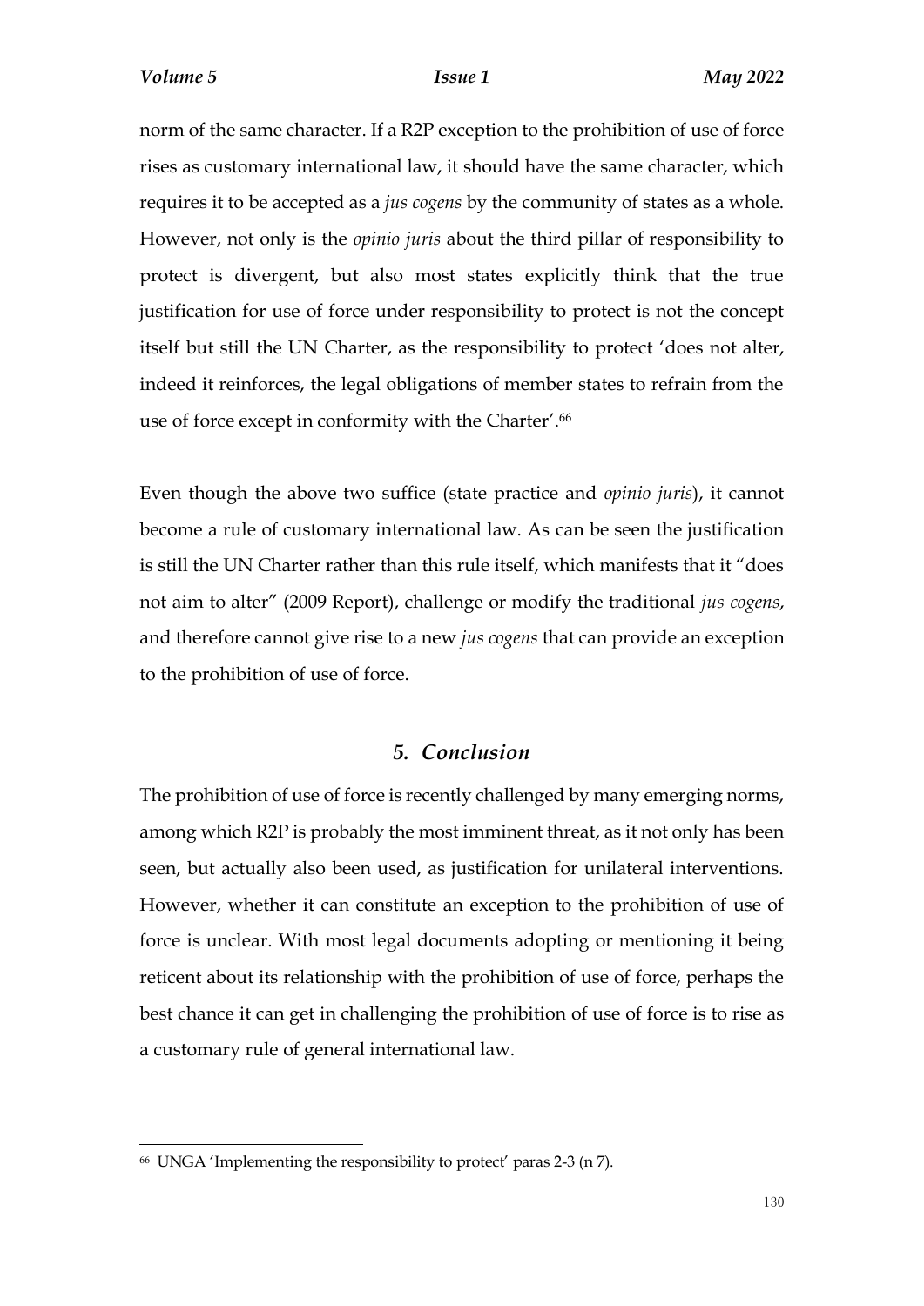norm of the same character. If a R2P exception to the prohibition of use of force rises as customary international law, it should have the same character, which requires it to be accepted as a *jus cogens* by the community of states as a whole. However, not only is the *opinio juris* about the third pillar of responsibility to protect is divergent, but also most states explicitly think that the true justification for use of force under responsibility to protect is not the concept itself but still the UN Charter, as the responsibility to protect 'does not alter, indeed it reinforces, the legal obligations of member states to refrain from the use of force except in conformity with the Charter'.[66]

Even though the above two suffice (state practice and *opinio juris*), it cannot become a rule of customary international law. As can be seen the justification is still the UN Charter rather than this rule itself, which manifests that it "does not aim to alter" (2009 Report), challenge or modify the traditional *jus cogens*, and therefore cannot give rise to a new *jus cogens* that can provide an exception to the prohibition of use of force.

## *5. Conclusion*

The prohibition of use of force is recently challenged by many emerging norms, among which R2P is probably the most imminent threat, as it not only has been seen, but actually also been used, as justification for unilateral interventions. However, whether it can constitute an exception to the prohibition of use of force is unclear. With most legal documents adopting or mentioning it being reticent about its relationship with the prohibition of use of force, perhaps the best chance it can get in challenging the prohibition of use of force is to rise as a customary rule of general international law.

---

[66] UNGA 'Implementing the responsibility to protect' paras 2-3 (n 7).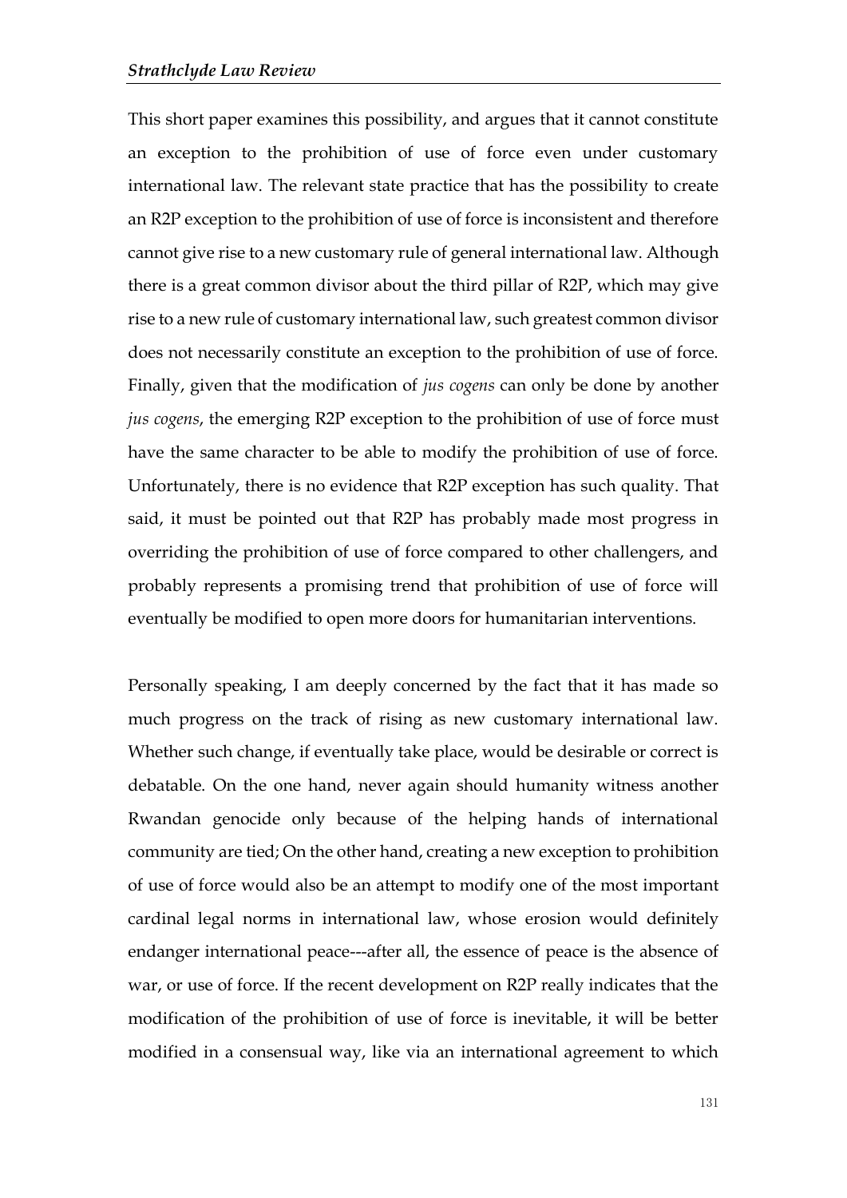This short paper examines this possibility, and argues that it cannot constitute an exception to the prohibition of use of force even under customary international law. The relevant state practice that has the possibility to create an R2P exception to the prohibition of use of force is inconsistent and therefore cannot give rise to a new customary rule of general international law. Although there is a great common divisor about the third pillar of R2P, which may give rise to a new rule of customary international law, such greatest common divisor does not necessarily constitute an exception to the prohibition of use of force. Finally, given that the modification of *jus cogens* can only be done by another *jus cogens*, the emerging R2P exception to the prohibition of use of force must have the same character to be able to modify the prohibition of use of force. Unfortunately, there is no evidence that R2P exception has such quality. That said, it must be pointed out that R2P has probably made most progress in overriding the prohibition of use of force compared to other challengers, and probably represents a promising trend that prohibition of use of force will eventually be modified to open more doors for humanitarian interventions.

Personally speaking, I am deeply concerned by the fact that it has made so much progress on the track of rising as new customary international law. Whether such change, if eventually take place, would be desirable or correct is debatable. On the one hand, never again should humanity witness another Rwandan genocide only because of the helping hands of international community are tied; On the other hand, creating a new exception to prohibition of use of force would also be an attempt to modify one of the most important cardinal legal norms in international law, whose erosion would definitely endanger international peace---after all, the essence of peace is the absence of war, or use of force. If the recent development on R2P really indicates that the modification of the prohibition of use of force is inevitable, it will be better modified in a consensual way, like via an international agreement to which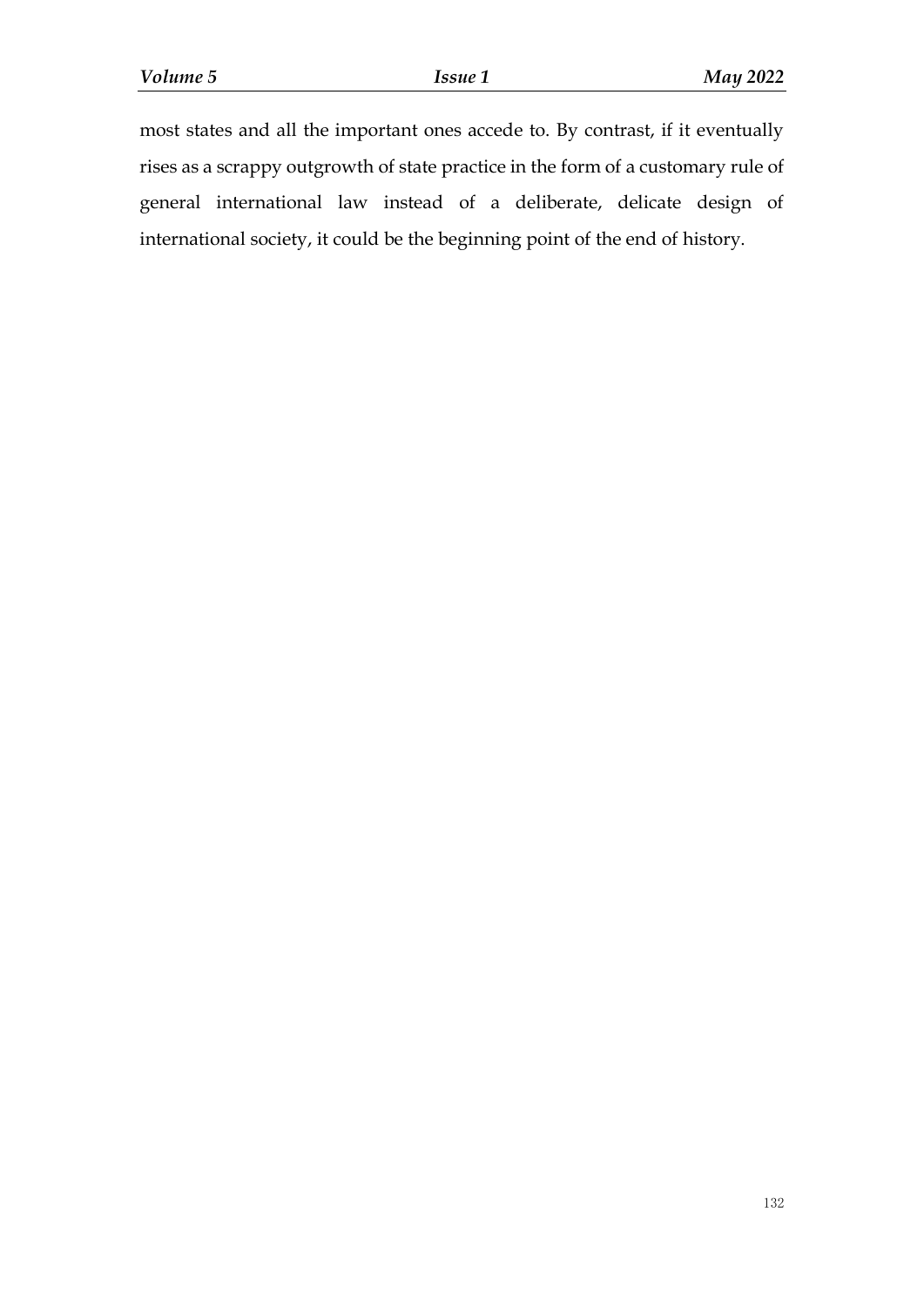most states and all the important ones accede to. By contrast, if it eventually rises as a scrappy outgrowth of state practice in the form of a customary rule of general international law instead of a deliberate, delicate design of international society, it could be the beginning point of the end of history.